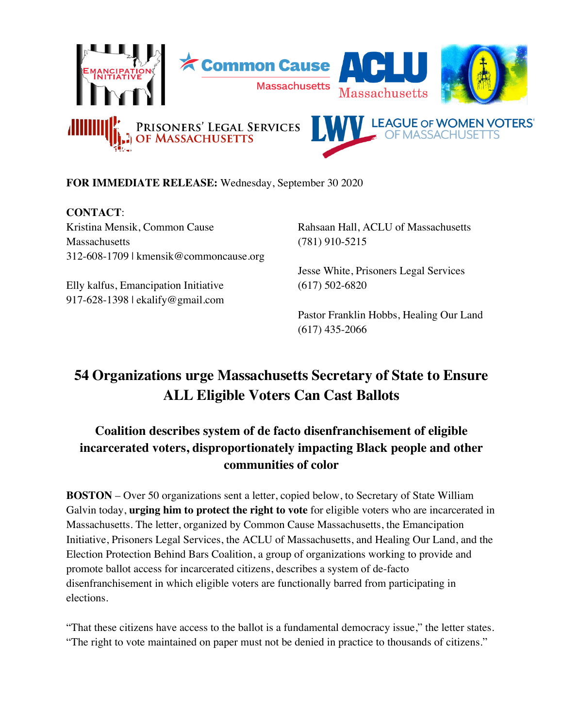**FOR IMMEDIATE RELEASE:** Wednesday, September 30 2020

**CONTACT**:

Kristina Mensik, Common Cause Massachusetts
312-608-1709 | kmensik@commoncause.org

Elly kalfus, Emancipation Initiative
917-628-1398 | ekalify@gmail.com

Rahsaan Hall, ACLU of Massachusetts
(781) 910-5215

Jesse White, Prisoners Legal Services
(617) 502-6820

Pastor Franklin Hobbs, Healing Our Land
(617) 435-2066

# 54 Organizations urge Massachusetts Secretary of State to Ensure ALL Eligible Voters Can Cast Ballots

## Coalition describes system of de facto disenfranchisement of eligible incarcerated voters, disproportionately impacting Black people and other communities of color

**BOSTON** – Over 50 organizations sent a letter, copied below, to Secretary of State William Galvin today, **urging him to protect the right to vote** for eligible voters who are incarcerated in Massachusetts. The letter, organized by Common Cause Massachusetts, the Emancipation Initiative, Prisoners Legal Services, the ACLU of Massachusetts, and Healing Our Land, and the Election Protection Behind Bars Coalition, a group of organizations working to provide and promote ballot access for incarcerated citizens, describes a system of de-facto disenfranchisement in which eligible voters are functionally barred from participating in elections.

"That these citizens have access to the ballot is a fundamental democracy issue," the letter states. "The right to vote maintained on paper must not be denied in practice to thousands of citizens."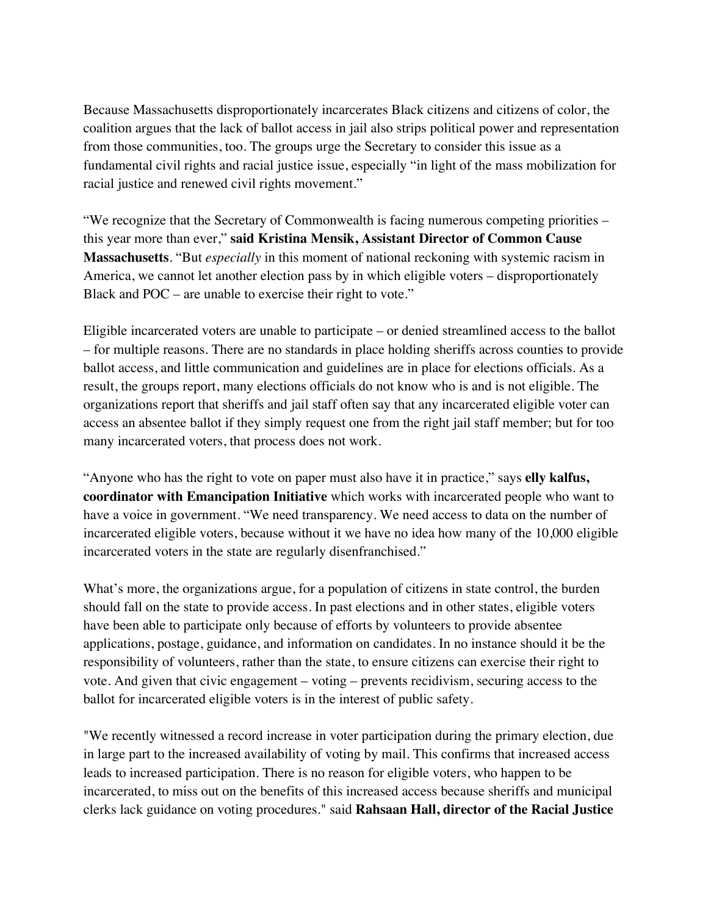Because Massachusetts disproportionately incarcerates Black citizens and citizens of color, the coalition argues that the lack of ballot access in jail also strips political power and representation from those communities, too. The groups urge the Secretary to consider this issue as a fundamental civil rights and racial justice issue, especially "in light of the mass mobilization for racial justice and renewed civil rights movement."

"We recognize that the Secretary of Commonwealth is facing numerous competing priorities – this year more than ever," **said Kristina Mensik, Assistant Director of Common Cause Massachusetts**. "But *especially* in this moment of national reckoning with systemic racism in America, we cannot let another election pass by in which eligible voters – disproportionately Black and POC – are unable to exercise their right to vote."

Eligible incarcerated voters are unable to participate – or denied streamlined access to the ballot – for multiple reasons. There are no standards in place holding sheriffs across counties to provide ballot access, and little communication and guidelines are in place for elections officials. As a result, the groups report, many elections officials do not know who is and is not eligible. The organizations report that sheriffs and jail staff often say that any incarcerated eligible voter can access an absentee ballot if they simply request one from the right jail staff member; but for too many incarcerated voters, that process does not work.

"Anyone who has the right to vote on paper must also have it in practice," says **elly kalfus, coordinator with Emancipation Initiative** which works with incarcerated people who want to have a voice in government. "We need transparency. We need access to data on the number of incarcerated eligible voters, because without it we have no idea how many of the 10,000 eligible incarcerated voters in the state are regularly disenfranchised."

What's more, the organizations argue, for a population of citizens in state control, the burden should fall on the state to provide access. In past elections and in other states, eligible voters have been able to participate only because of efforts by volunteers to provide absentee applications, postage, guidance, and information on candidates. In no instance should it be the responsibility of volunteers, rather than the state, to ensure citizens can exercise their right to vote. And given that civic engagement – voting – prevents recidivism, securing access to the ballot for incarcerated eligible voters is in the interest of public safety.

"We recently witnessed a record increase in voter participation during the primary election, due in large part to the increased availability of voting by mail. This confirms that increased access leads to increased participation. There is no reason for eligible voters, who happen to be incarcerated, to miss out on the benefits of this increased access because sheriffs and municipal clerks lack guidance on voting procedures." said **Rahsaan Hall, director of the Racial Justice**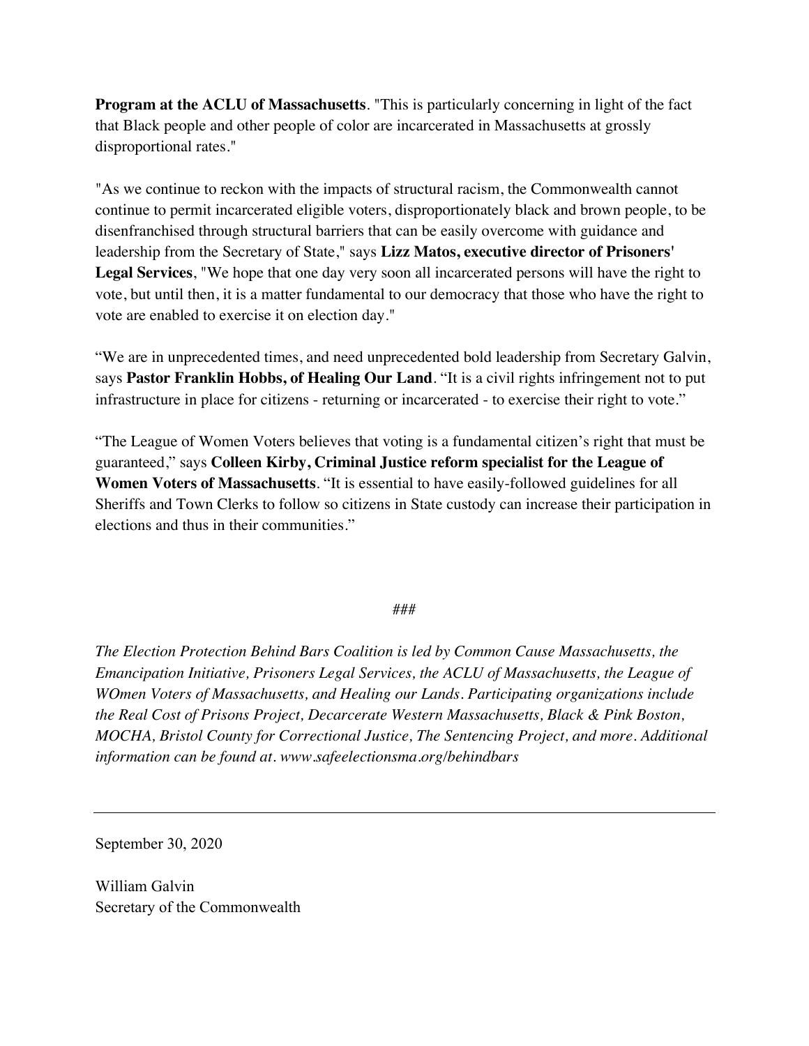**Program at the ACLU of Massachusetts**. "This is particularly concerning in light of the fact that Black people and other people of color are incarcerated in Massachusetts at grossly disproportional rates."

"As we continue to reckon with the impacts of structural racism, the Commonwealth cannot continue to permit incarcerated eligible voters, disproportionately black and brown people, to be disenfranchised through structural barriers that can be easily overcome with guidance and leadership from the Secretary of State," says **Lizz Matos, executive director of Prisoners' Legal Services**, "We hope that one day very soon all incarcerated persons will have the right to vote, but until then, it is a matter fundamental to our democracy that those who have the right to vote are enabled to exercise it on election day."

"We are in unprecedented times, and need unprecedented bold leadership from Secretary Galvin, says **Pastor Franklin Hobbs, of Healing Our Land**. "It is a civil rights infringement not to put infrastructure in place for citizens - returning or incarcerated - to exercise their right to vote."

"The League of Women Voters believes that voting is a fundamental citizen's right that must be guaranteed," says **Colleen Kirby, Criminal Justice reform specialist for the League of Women Voters of Massachusetts**. "It is essential to have easily-followed guidelines for all Sheriffs and Town Clerks to follow so citizens in State custody can increase their participation in elections and thus in their communities."

###

*The Election Protection Behind Bars Coalition is led by Common Cause Massachusetts, the Emancipation Initiative, Prisoners Legal Services, the ACLU of Massachusetts, the League of WOmen Voters of Massachusetts, and Healing our Lands. Participating organizations include the Real Cost of Prisons Project, Decarcerate Western Massachusetts, Black & Pink Boston, MOCHA, Bristol County for Correctional Justice, The Sentencing Project, and more. Additional information can be found at. www.safeelectionsma.org/behindbars*

---

September 30, 2020

William Galvin
Secretary of the Commonwealth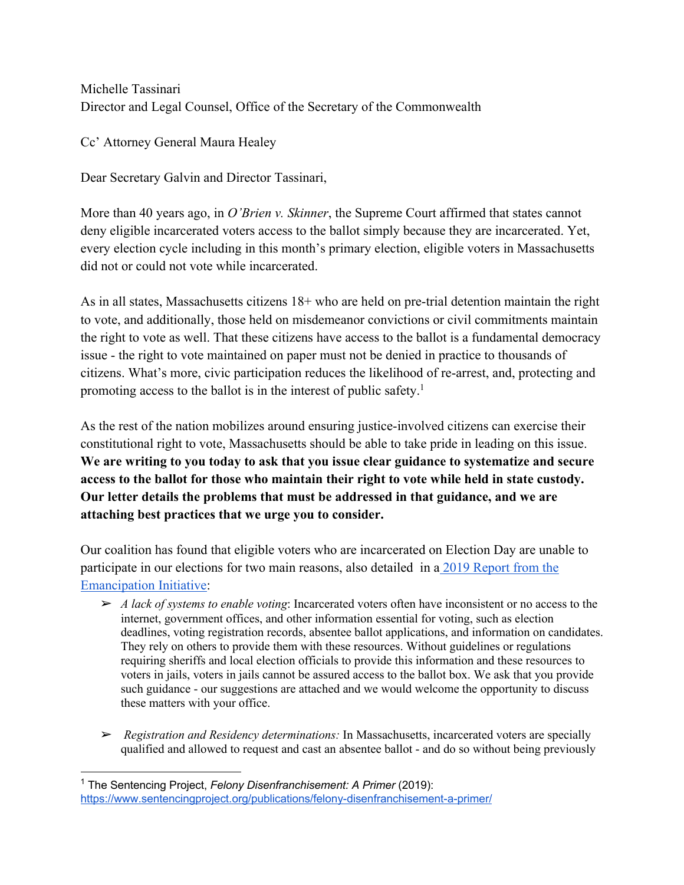Michelle Tassinari
Director and Legal Counsel, Office of the Secretary of the Commonwealth

Cc' Attorney General Maura Healey

Dear Secretary Galvin and Director Tassinari,

More than 40 years ago, in *O'Brien v. Skinner*, the Supreme Court affirmed that states cannot deny eligible incarcerated voters access to the ballot simply because they are incarcerated. Yet, every election cycle including in this month's primary election, eligible voters in Massachusetts did not or could not vote while incarcerated.

As in all states, Massachusetts citizens 18+ who are held on pre-trial detention maintain the right to vote, and additionally, those held on misdemeanor convictions or civil commitments maintain the right to vote as well. That these citizens have access to the ballot is a fundamental democracy issue - the right to vote maintained on paper must not be denied in practice to thousands of citizens. What's more, civic participation reduces the likelihood of re-arrest, and, protecting and promoting access to the ballot is in the interest of public safety.[1]

As the rest of the nation mobilizes around ensuring justice-involved citizens can exercise their constitutional right to vote, Massachusetts should be able to take pride in leading on this issue. **We are writing to you today to ask that you issue clear guidance to systematize and secure access to the ballot for those who maintain their right to vote while held in state custody. Our letter details the problems that must be addressed in that guidance, and we are attaching best practices that we urge you to consider.**

Our coalition has found that eligible voters who are incarcerated on Election Day are unable to participate in our elections for two main reasons, also detailed in a [2019 Report from the Emancipation Initiative](#):

- *A lack of systems to enable voting*: Incarcerated voters often have inconsistent or no access to the internet, government offices, and other information essential for voting, such as election deadlines, voting registration records, absentee ballot applications, and information on candidates. They rely on others to provide them with these resources. Without guidelines or regulations requiring sheriffs and local election officials to provide this information and these resources to voters in jails, voters in jails cannot be assured access to the ballot box. We ask that you provide such guidance - our suggestions are attached and we would welcome the opportunity to discuss these matters with your office.

- *Registration and Residency determinations:* In Massachusetts, incarcerated voters are specially qualified and allowed to request and cast an absentee ballot - and do so without being previously

---

[1] The Sentencing Project, *Felony Disenfranchisement: A Primer* (2019): https://www.sentencingproject.org/publications/felony-disenfranchisement-a-primer/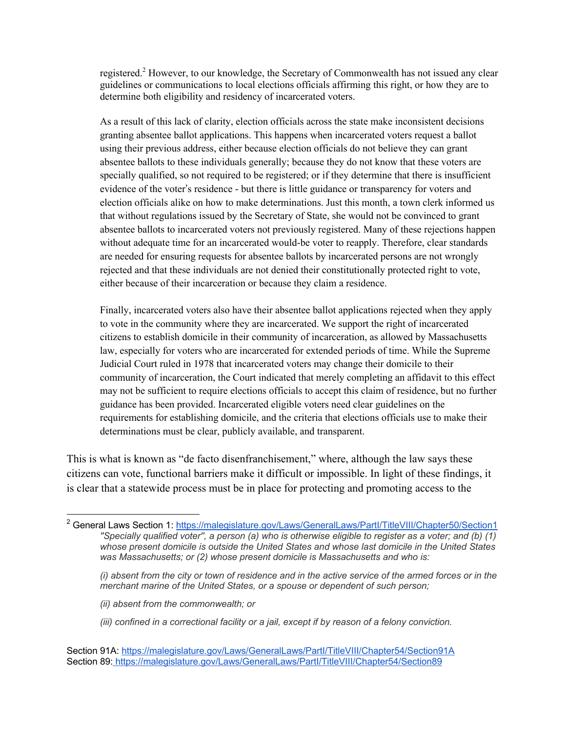> registered.[2] However, to our knowledge, the Secretary of Commonwealth has not issued any clear guidelines or communications to local elections officials affirming this right, or how they are to determine both eligibility and residency of incarcerated voters.
>
> As a result of this lack of clarity, election officials across the state make inconsistent decisions granting absentee ballot applications. This happens when incarcerated voters request a ballot using their previous address, either because election officials do not believe they can grant absentee ballots to these individuals generally; because they do not know that these voters are specially qualified, so not required to be registered; or if they determine that there is insufficient evidence of the voter's residence - but there is little guidance or transparency for voters and election officials alike on how to make determinations. Just this month, a town clerk informed us that without regulations issued by the Secretary of State, she would not be convinced to grant absentee ballots to incarcerated voters not previously registered. Many of these rejections happen without adequate time for an incarcerated would-be voter to reapply. Therefore, clear standards are needed for ensuring requests for absentee ballots by incarcerated persons are not wrongly rejected and that these individuals are not denied their constitutionally protected right to vote, either because of their incarceration or because they claim a residence.
>
> Finally, incarcerated voters also have their absentee ballot applications rejected when they apply to vote in the community where they are incarcerated. We support the right of incarcerated citizens to establish domicile in their community of incarceration, as allowed by Massachusetts law, especially for voters who are incarcerated for extended periods of time. While the Supreme Judicial Court ruled in 1978 that incarcerated voters may change their domicile to their community of incarceration, the Court indicated that merely completing an affidavit to this effect may not be sufficient to require elections officials to accept this claim of residence, but no further guidance has been provided. Incarcerated eligible voters need clear guidelines on the requirements for establishing domicile, and the criteria that elections officials use to make their determinations must be clear, publicly available, and transparent.

This is what is known as "de facto disenfranchisement," where, although the law says these citizens can vote, functional barriers make it difficult or impossible. In light of these findings, it is clear that a statewide process must be in place for protecting and promoting access to the

---

[2] General Laws Section 1: https://malegislature.gov/Laws/GeneralLaws/PartI/TitleVIII/Chapter50/Section1

*"Specially qualified voter", a person (a) who is otherwise eligible to register as a voter; and (b) (1) whose present domicile is outside the United States and whose last domicile in the United States was Massachusetts; or (2) whose present domicile is Massachusetts and who is:*

*(i) absent from the city or town of residence and in the active service of the armed forces or in the merchant marine of the United States, or a spouse or dependent of such person;*

*(ii) absent from the commonwealth; or*

*(iii) confined in a correctional facility or a jail, except if by reason of a felony conviction.*

Section 91A: https://malegislature.gov/Laws/GeneralLaws/PartI/TitleVIII/Chapter54/Section91A
Section 89: https://malegislature.gov/Laws/GeneralLaws/PartI/TitleVIII/Chapter54/Section89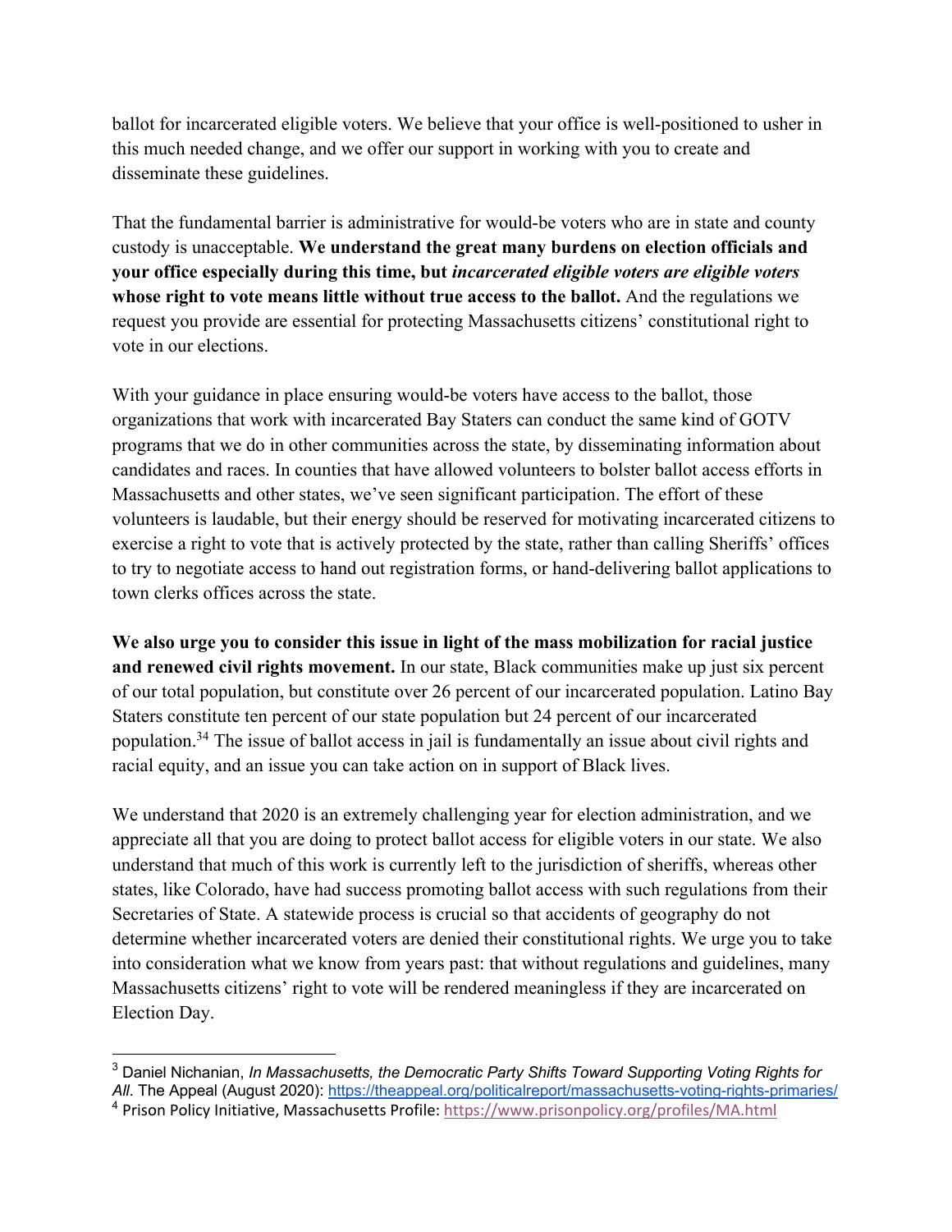ballot for incarcerated eligible voters. We believe that your office is well-positioned to usher in this much needed change, and we offer our support in working with you to create and disseminate these guidelines.

That the fundamental barrier is administrative for would-be voters who are in state and county custody is unacceptable. **We understand the great many burdens on election officials and your office especially during this time, but *incarcerated eligible voters are eligible voters* whose right to vote means little without true access to the ballot.** And the regulations we request you provide are essential for protecting Massachusetts citizens' constitutional right to vote in our elections.

With your guidance in place ensuring would-be voters have access to the ballot, those organizations that work with incarcerated Bay Staters can conduct the same kind of GOTV programs that we do in other communities across the state, by disseminating information about candidates and races. In counties that have allowed volunteers to bolster ballot access efforts in Massachusetts and other states, we've seen significant participation. The effort of these volunteers is laudable, but their energy should be reserved for motivating incarcerated citizens to exercise a right to vote that is actively protected by the state, rather than calling Sheriffs' offices to try to negotiate access to hand out registration forms, or hand-delivering ballot applications to town clerks offices across the state.

**We also urge you to consider this issue in light of the mass mobilization for racial justice and renewed civil rights movement.** In our state, Black communities make up just six percent of our total population, but constitute over 26 percent of our incarcerated population. Latino Bay Staters constitute ten percent of our state population but 24 percent of our incarcerated population.[3][4] The issue of ballot access in jail is fundamentally an issue about civil rights and racial equity, and an issue you can take action on in support of Black lives.

We understand that 2020 is an extremely challenging year for election administration, and we appreciate all that you are doing to protect ballot access for eligible voters in our state. We also understand that much of this work is currently left to the jurisdiction of sheriffs, whereas other states, like Colorado, have had success promoting ballot access with such regulations from their Secretaries of State. A statewide process is crucial so that accidents of geography do not determine whether incarcerated voters are denied their constitutional rights. We urge you to take into consideration what we know from years past: that without regulations and guidelines, many Massachusetts citizens' right to vote will be rendered meaningless if they are incarcerated on Election Day.

---

[3] Daniel Nichanian, *In Massachusetts, the Democratic Party Shifts Toward Supporting Voting Rights for All*. The Appeal (August 2020): https://theappeal.org/politicalreport/massachusetts-voting-rights-primaries/

[4] Prison Policy Initiative, Massachusetts Profile: https://www.prisonpolicy.org/profiles/MA.html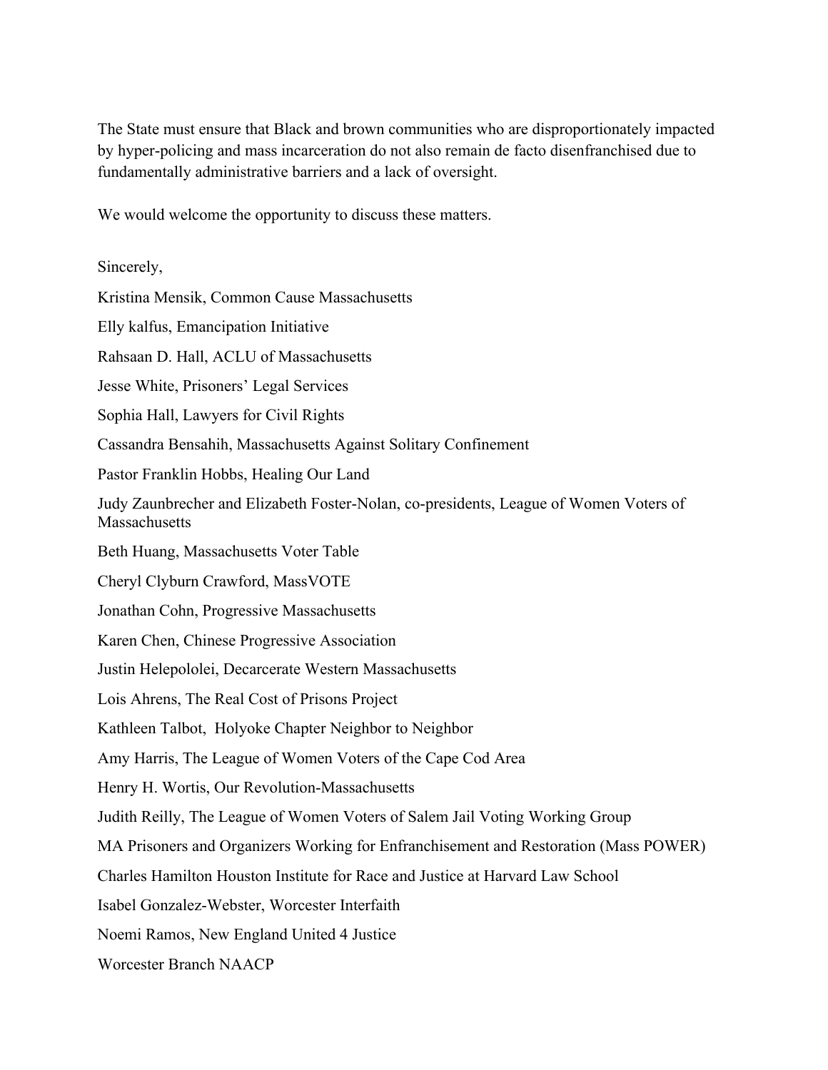The State must ensure that Black and brown communities who are disproportionately impacted by hyper-policing and mass incarceration do not also remain de facto disenfranchised due to fundamentally administrative barriers and a lack of oversight.

We would welcome the opportunity to discuss these matters.

Sincerely,

Kristina Mensik, Common Cause Massachusetts

Elly kalfus, Emancipation Initiative

Rahsaan D. Hall, ACLU of Massachusetts

Jesse White, Prisoners' Legal Services

Sophia Hall, Lawyers for Civil Rights

Cassandra Bensahih, Massachusetts Against Solitary Confinement

Pastor Franklin Hobbs, Healing Our Land

Judy Zaunbrecher and Elizabeth Foster-Nolan, co-presidents, League of Women Voters of Massachusetts

Beth Huang, Massachusetts Voter Table

Cheryl Clyburn Crawford, MassVOTE

Jonathan Cohn, Progressive Massachusetts

Karen Chen, Chinese Progressive Association

Justin Helepololei, Decarcerate Western Massachusetts

Lois Ahrens, The Real Cost of Prisons Project

Kathleen Talbot, Holyoke Chapter Neighbor to Neighbor

Amy Harris, The League of Women Voters of the Cape Cod Area

Henry H. Wortis, Our Revolution-Massachusetts

Judith Reilly, The League of Women Voters of Salem Jail Voting Working Group

MA Prisoners and Organizers Working for Enfranchisement and Restoration (Mass POWER)

Charles Hamilton Houston Institute for Race and Justice at Harvard Law School

Isabel Gonzalez-Webster, Worcester Interfaith

Noemi Ramos, New England United 4 Justice

Worcester Branch NAACP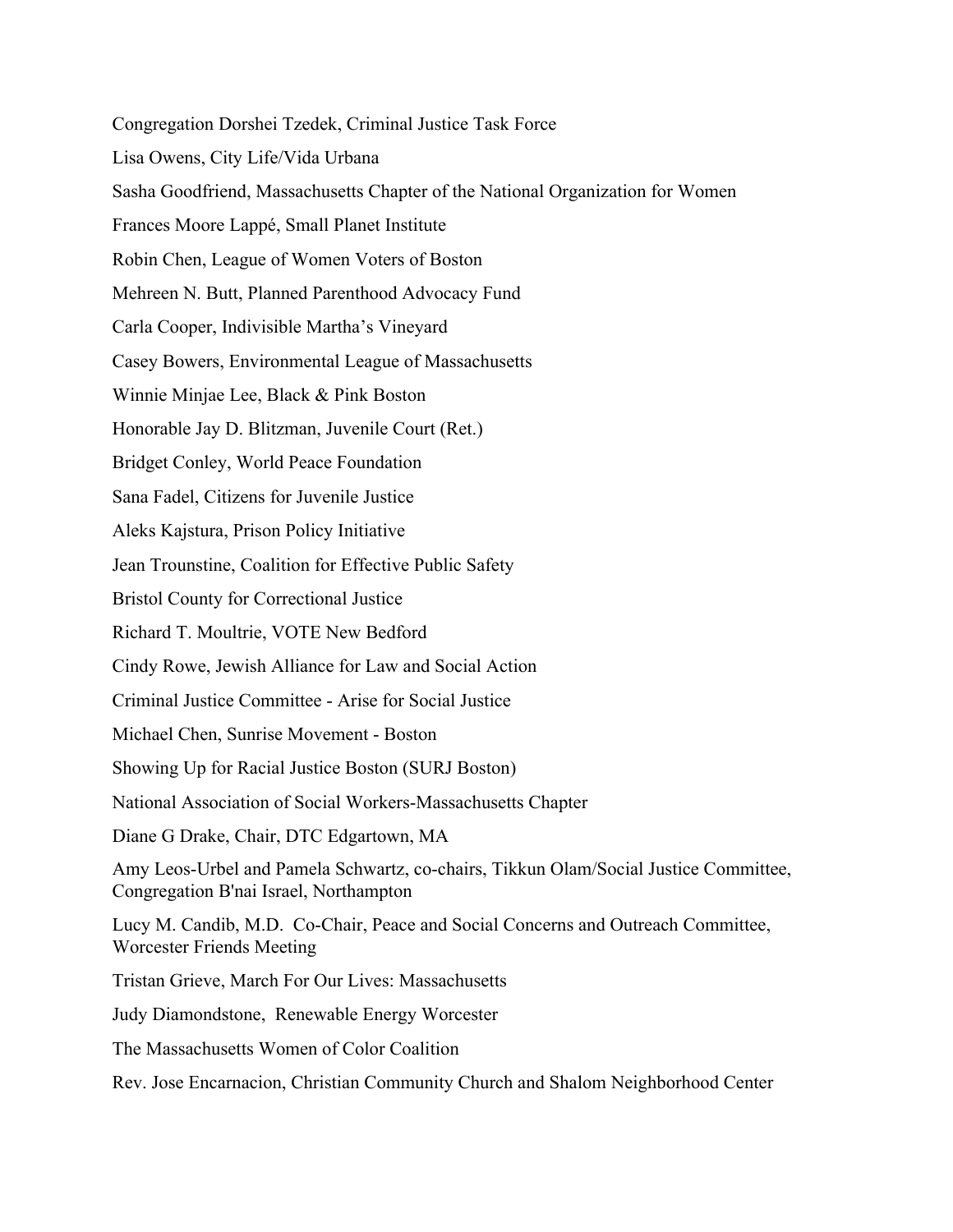Congregation Dorshei Tzedek, Criminal Justice Task Force

Lisa Owens, City Life/Vida Urbana

Sasha Goodfriend, Massachusetts Chapter of the National Organization for Women

Frances Moore Lappé, Small Planet Institute

Robin Chen, League of Women Voters of Boston

Mehreen N. Butt, Planned Parenthood Advocacy Fund

Carla Cooper, Indivisible Martha's Vineyard

Casey Bowers, Environmental League of Massachusetts

Winnie Minjae Lee, Black & Pink Boston

Honorable Jay D. Blitzman, Juvenile Court (Ret.)

Bridget Conley, World Peace Foundation

Sana Fadel, Citizens for Juvenile Justice

Aleks Kajstura, Prison Policy Initiative

Jean Trounstine, Coalition for Effective Public Safety

Bristol County for Correctional Justice

Richard T. Moultrie, VOTE New Bedford

Cindy Rowe, Jewish Alliance for Law and Social Action

Criminal Justice Committee - Arise for Social Justice

Michael Chen, Sunrise Movement - Boston

Showing Up for Racial Justice Boston (SURJ Boston)

National Association of Social Workers-Massachusetts Chapter

Diane G Drake, Chair, DTC Edgartown, MA

Amy Leos-Urbel and Pamela Schwartz, co-chairs, Tikkun Olam/Social Justice Committee, Congregation B'nai Israel, Northampton

Lucy M. Candib, M.D. Co-Chair, Peace and Social Concerns and Outreach Committee, Worcester Friends Meeting

Tristan Grieve, March For Our Lives: Massachusetts

Judy Diamondstone, Renewable Energy Worcester

The Massachusetts Women of Color Coalition

Rev. Jose Encarnacion, Christian Community Church and Shalom Neighborhood Center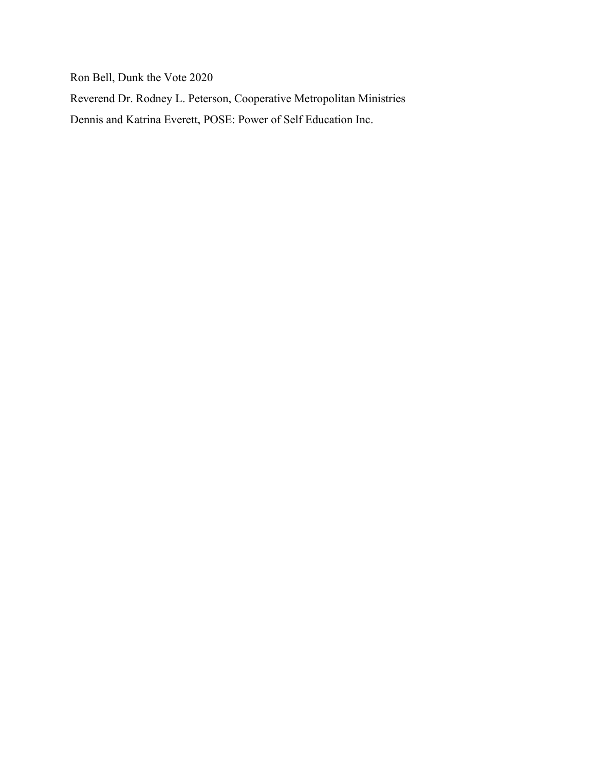Ron Bell, Dunk the Vote 2020

Reverend Dr. Rodney L. Peterson, Cooperative Metropolitan Ministries

Dennis and Katrina Everett, POSE: Power of Self Education Inc.